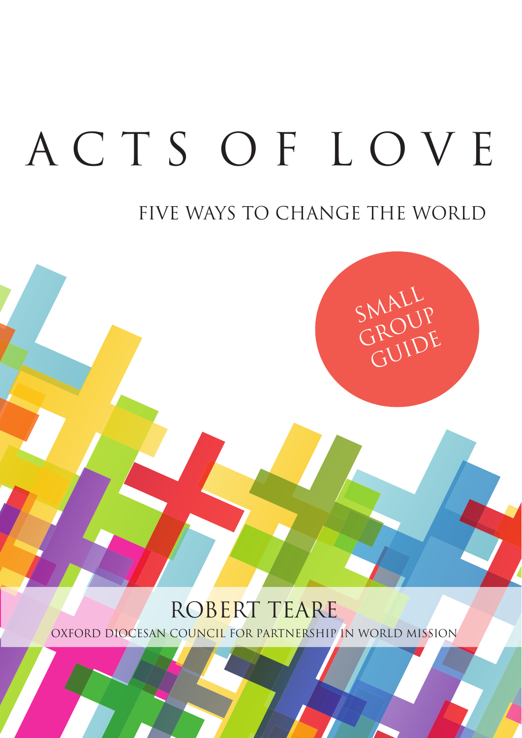# ACTS OF LOVE

## FIVE WAYS TO CHANGE THE WORLD

SMALL GROUP GUIDE

ROBERT TEARE

OXFORD DIOCESAN COUNCIL FOR PARTNERSHIP IN WORLD MISSION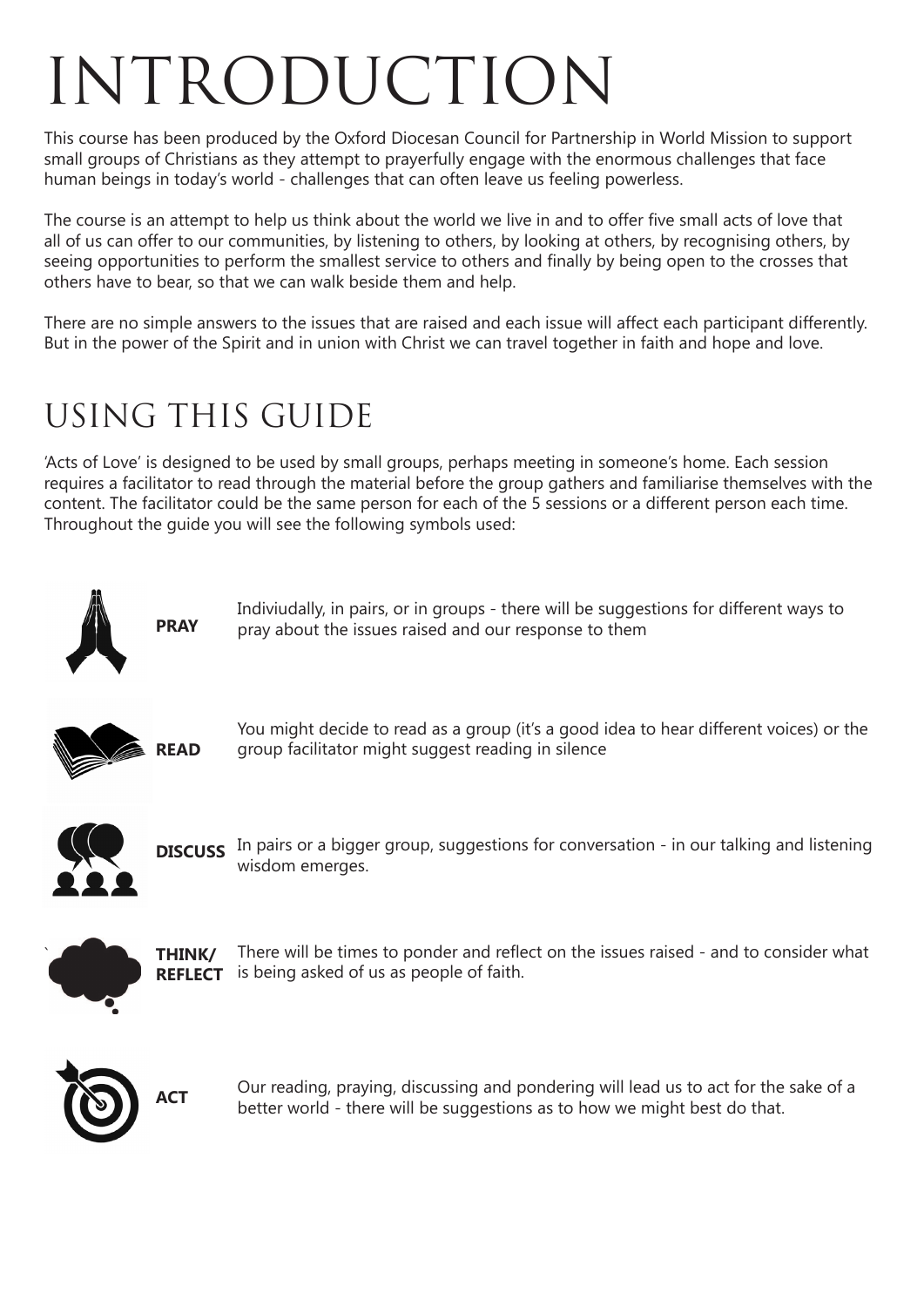# INTRODUCTION

This course has been produced by the Oxford Diocesan Council for Partnership in World Mission to support small groups of Christians as they attempt to prayerfully engage with the enormous challenges that face human beings in today's world - challenges that can often leave us feeling powerless.

The course is an attempt to help us think about the world we live in and to offer five small acts of love that all of us can offer to our communities, by listening to others, by looking at others, by recognising others, by seeing opportunities to perform the smallest service to others and finally by being open to the crosses that others have to bear, so that we can walk beside them and help.

There are no simple answers to the issues that are raised and each issue will affect each participant differently. But in the power of the Spirit and in union with Christ we can travel together in faith and hope and love.

## USING THIS GUIDE

'Acts of Love' is designed to be used by small groups, perhaps meeting in someone's home. Each session requires a facilitator to read through the material before the group gathers and familiarise themselves with the content. The facilitator could be the same person for each of the 5 sessions or a different person each time. Throughout the guide you will see the following symbols used:

**PRAY** Indiviudally, in pairs, or in groups - there will be suggestions for different ways to pray about the issues raised and our response to them

**READ** You might decide to read as a group (it's a good idea to hear different voices) or the group facilitator might suggest reading in silence

**DISCUSS** In pairs or a bigger group, suggestions for conversation - in our talking and listening wisdom emerges.

**THINK/ REFLECT** There will be times to ponder and reflect on the issues raised - and to consider what is being asked of us as people of faith.

**ACT** Our reading, praying, discussing and pondering will lead us to act for the sake of a better world - there will be suggestions as to how we might best do that.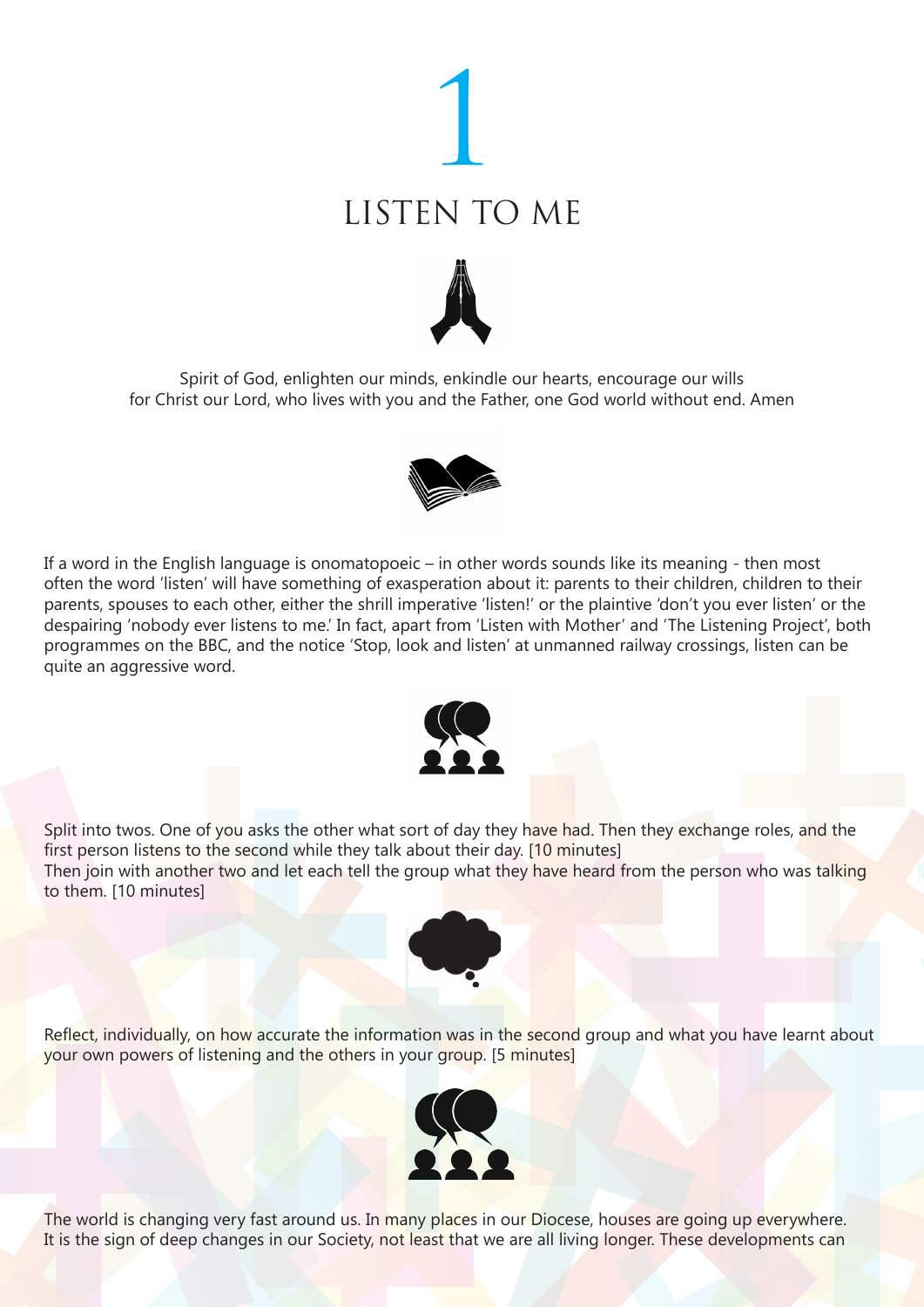# 1

# LISTEN TO ME

Spirit of God, enlighten our minds, enkindle our hearts, encourage our wills
for Christ our Lord, who lives with you and the Father, one God world without end. Amen

If a word in the English language is onomatopoeic – in other words sounds like its meaning - then most often the word 'listen' will have something of exasperation about it: parents to their children, children to their parents, spouses to each other, either the shrill imperative 'listen!' or the plaintive 'don't you ever listen' or the despairing 'nobody ever listens to me.' In fact, apart from 'Listen with Mother' and 'The Listening Project', both programmes on the BBC, and the notice 'Stop, look and listen' at unmanned railway crossings, listen can be quite an aggressive word.

Split into twos. One of you asks the other what sort of day they have had. Then they exchange roles, and the first person listens to the second while they talk about their day. [10 minutes]
Then join with another two and let each tell the group what they have heard from the person who was talking to them. [10 minutes]

Reflect, individually, on how accurate the information was in the second group and what you have learnt about your own powers of listening and the others in your group. [5 minutes]

The world is changing very fast around us. In many places in our Diocese, houses are going up everywhere. It is the sign of deep changes in our Society, not least that we are all living longer. These developments can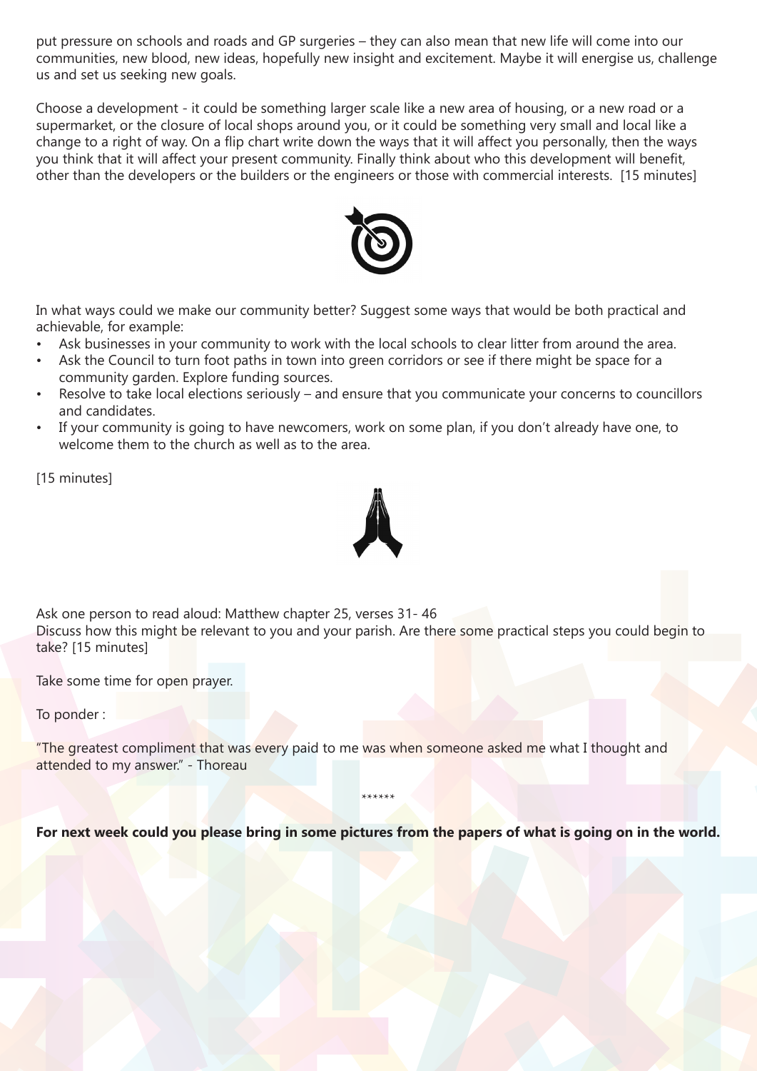put pressure on schools and roads and GP surgeries – they can also mean that new life will come into our communities, new blood, new ideas, hopefully new insight and excitement. Maybe it will energise us, challenge us and set us seeking new goals.

Choose a development - it could be something larger scale like a new area of housing, or a new road or a supermarket, or the closure of local shops around you, or it could be something very small and local like a change to a right of way. On a flip chart write down the ways that it will affect you personally, then the ways you think that it will affect your present community. Finally think about who this development will benefit, other than the developers or the builders or the engineers or those with commercial interests. [15 minutes]

In what ways could we make our community better? Suggest some ways that would be both practical and achievable, for example:

- Ask businesses in your community to work with the local schools to clear litter from around the area.
- Ask the Council to turn foot paths in town into green corridors or see if there might be space for a community garden. Explore funding sources.
- Resolve to take local elections seriously – and ensure that you communicate your concerns to councillors and candidates.
- If your community is going to have newcomers, work on some plan, if you don't already have one, to welcome them to the church as well as to the area.

[15 minutes]

Ask one person to read aloud: Matthew chapter 25, verses 31- 46
Discuss how this might be relevant to you and your parish. Are there some practical steps you could begin to take? [15 minutes]

Take some time for open prayer.

To ponder :

"The greatest compliment that was every paid to me was when someone asked me what I thought and attended to my answer." - Thoreau

******

**For next week could you please bring in some pictures from the papers of what is going on in the world.**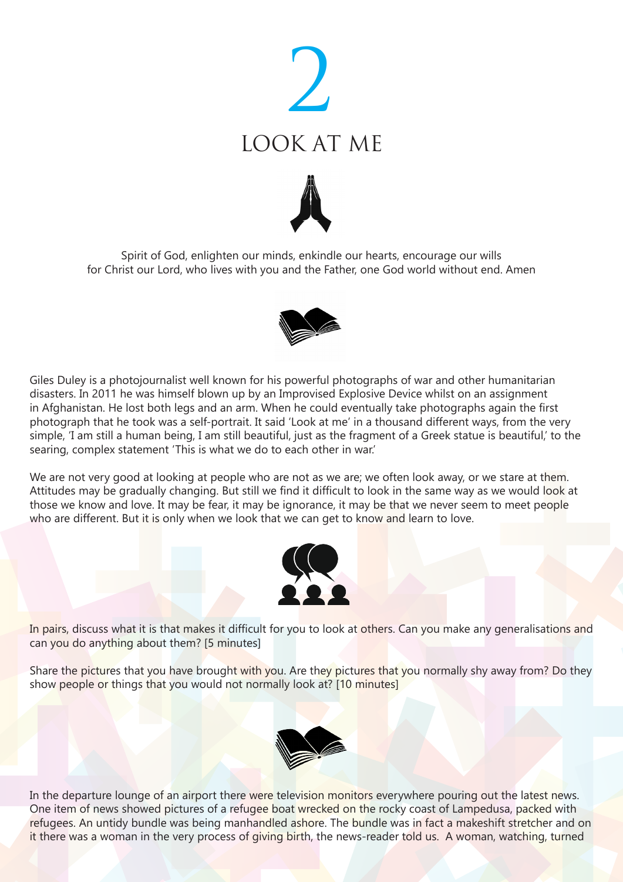# 2

# LOOK AT ME

Spirit of God, enlighten our minds, enkindle our hearts, encourage our wills
for Christ our Lord, who lives with you and the Father, one God world without end. Amen

Giles Duley is a photojournalist well known for his powerful photographs of war and other humanitarian disasters. In 2011 he was himself blown up by an Improvised Explosive Device whilst on an assignment in Afghanistan. He lost both legs and an arm. When he could eventually take photographs again the first photograph that he took was a self-portrait. It said 'Look at me' in a thousand different ways, from the very simple, 'I am still a human being, I am still beautiful, just as the fragment of a Greek statue is beautiful,' to the searing, complex statement 'This is what we do to each other in war.'

We are not very good at looking at people who are not as we are; we often look away, or we stare at them. Attitudes may be gradually changing. But still we find it difficult to look in the same way as we would look at those we know and love. It may be fear, it may be ignorance, it may be that we never seem to meet people who are different. But it is only when we look that we can get to know and learn to love.

In pairs, discuss what it is that makes it difficult for you to look at others. Can you make any generalisations and can you do anything about them? [5 minutes]

Share the pictures that you have brought with you. Are they pictures that you normally shy away from? Do they show people or things that you would not normally look at? [10 minutes]

In the departure lounge of an airport there were television monitors everywhere pouring out the latest news. One item of news showed pictures of a refugee boat wrecked on the rocky coast of Lampedusa, packed with refugees. An untidy bundle was being manhandled ashore. The bundle was in fact a makeshift stretcher and on it there was a woman in the very process of giving birth, the news-reader told us. A woman, watching, turned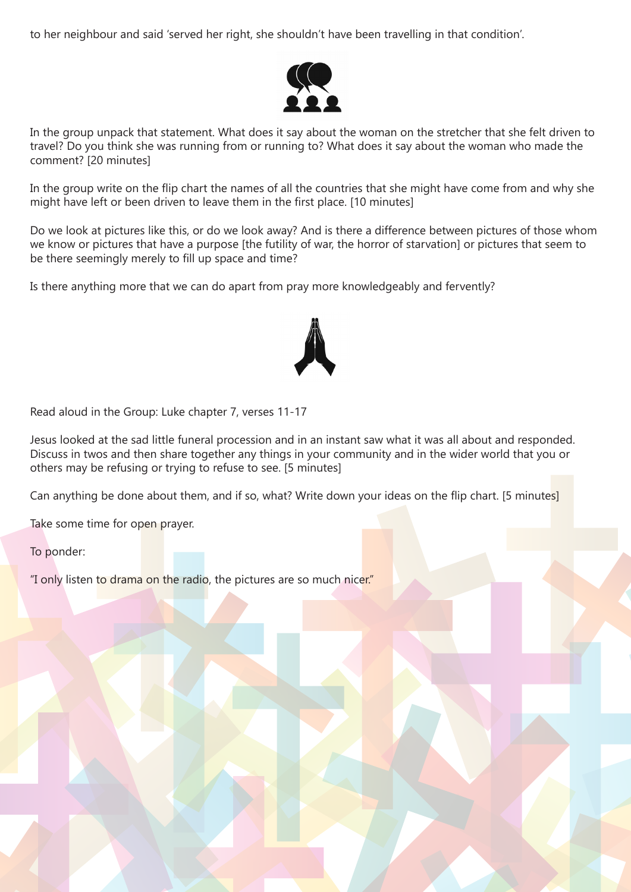to her neighbour and said 'served her right, she shouldn't have been travelling in that condition'.

In the group unpack that statement. What does it say about the woman on the stretcher that she felt driven to travel? Do you think she was running from or running to? What does it say about the woman who made the comment? [20 minutes]

In the group write on the flip chart the names of all the countries that she might have come from and why she might have left or been driven to leave them in the first place. [10 minutes]

Do we look at pictures like this, or do we look away? And is there a difference between pictures of those whom we know or pictures that have a purpose [the futility of war, the horror of starvation] or pictures that seem to be there seemingly merely to fill up space and time?

Is there anything more that we can do apart from pray more knowledgeably and fervently?

Read aloud in the Group: Luke chapter 7, verses 11-17

Jesus looked at the sad little funeral procession and in an instant saw what it was all about and responded. Discuss in twos and then share together any things in your community and in the wider world that you or others may be refusing or trying to refuse to see. [5 minutes]

Can anything be done about them, and if so, what? Write down your ideas on the flip chart. [5 minutes]

Take some time for open prayer.

To ponder:

"I only listen to drama on the radio, the pictures are so much nicer."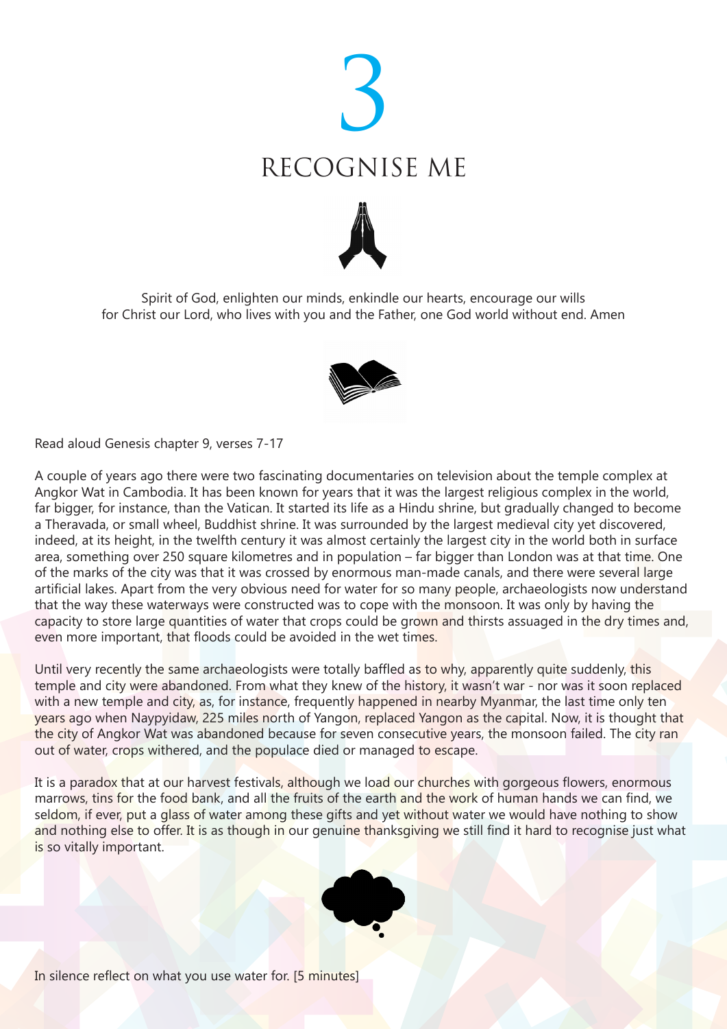# 3

## RECOGNISE ME

Spirit of God, enlighten our minds, enkindle our hearts, encourage our wills
for Christ our Lord, who lives with you and the Father, one God world without end. Amen

Read aloud Genesis chapter 9, verses 7-17

A couple of years ago there were two fascinating documentaries on television about the temple complex at Angkor Wat in Cambodia. It has been known for years that it was the largest religious complex in the world, far bigger, for instance, than the Vatican. It started its life as a Hindu shrine, but gradually changed to become a Theravada, or small wheel, Buddhist shrine. It was surrounded by the largest medieval city yet discovered, indeed, at its height, in the twelfth century it was almost certainly the largest city in the world both in surface area, something over 250 square kilometres and in population – far bigger than London was at that time. One of the marks of the city was that it was crossed by enormous man-made canals, and there were several large artificial lakes. Apart from the very obvious need for water for so many people, archaeologists now understand that the way these waterways were constructed was to cope with the monsoon. It was only by having the capacity to store large quantities of water that crops could be grown and thirsts assuaged in the dry times and, even more important, that floods could be avoided in the wet times.

Until very recently the same archaeologists were totally baffled as to why, apparently quite suddenly, this temple and city were abandoned. From what they knew of the history, it wasn't war - nor was it soon replaced with a new temple and city, as, for instance, frequently happened in nearby Myanmar, the last time only ten years ago when Naypyidaw, 225 miles north of Yangon, replaced Yangon as the capital. Now, it is thought that the city of Angkor Wat was abandoned because for seven consecutive years, the monsoon failed. The city ran out of water, crops withered, and the populace died or managed to escape.

It is a paradox that at our harvest festivals, although we load our churches with gorgeous flowers, enormous marrows, tins for the food bank, and all the fruits of the earth and the work of human hands we can find, we seldom, if ever, put a glass of water among these gifts and yet without water we would have nothing to show and nothing else to offer. It is as though in our genuine thanksgiving we still find it hard to recognise just what is so vitally important.

In silence reflect on what you use water for. [5 minutes]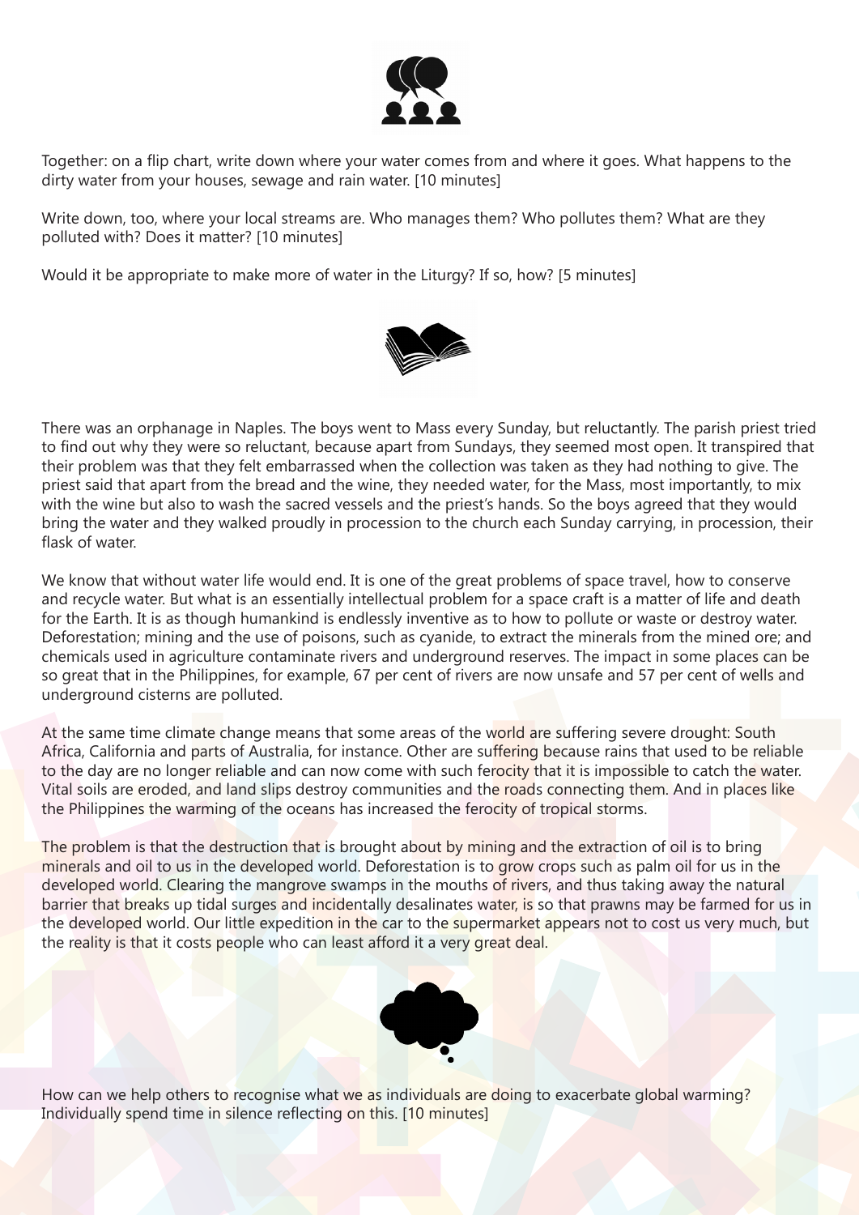Together: on a flip chart, write down where your water comes from and where it goes. What happens to the dirty water from your houses, sewage and rain water. [10 minutes]

Write down, too, where your local streams are. Who manages them? Who pollutes them? What are they polluted with? Does it matter? [10 minutes]

Would it be appropriate to make more of water in the Liturgy? If so, how? [5 minutes]

There was an orphanage in Naples. The boys went to Mass every Sunday, but reluctantly. The parish priest tried to find out why they were so reluctant, because apart from Sundays, they seemed most open. It transpired that their problem was that they felt embarrassed when the collection was taken as they had nothing to give. The priest said that apart from the bread and the wine, they needed water, for the Mass, most importantly, to mix with the wine but also to wash the sacred vessels and the priest's hands. So the boys agreed that they would bring the water and they walked proudly in procession to the church each Sunday carrying, in procession, their flask of water.

We know that without water life would end. It is one of the great problems of space travel, how to conserve and recycle water. But what is an essentially intellectual problem for a space craft is a matter of life and death for the Earth. It is as though humankind is endlessly inventive as to how to pollute or waste or destroy water. Deforestation; mining and the use of poisons, such as cyanide, to extract the minerals from the mined ore; and chemicals used in agriculture contaminate rivers and underground reserves. The impact in some places can be so great that in the Philippines, for example, 67 per cent of rivers are now unsafe and 57 per cent of wells and underground cisterns are polluted.

At the same time climate change means that some areas of the world are suffering severe drought: South Africa, California and parts of Australia, for instance. Other are suffering because rains that used to be reliable to the day are no longer reliable and can now come with such ferocity that it is impossible to catch the water. Vital soils are eroded, and land slips destroy communities and the roads connecting them. And in places like the Philippines the warming of the oceans has increased the ferocity of tropical storms.

The problem is that the destruction that is brought about by mining and the extraction of oil is to bring minerals and oil to us in the developed world. Deforestation is to grow crops such as palm oil for us in the developed world. Clearing the mangrove swamps in the mouths of rivers, and thus taking away the natural barrier that breaks up tidal surges and incidentally desalinates water, is so that prawns may be farmed for us in the developed world. Our little expedition in the car to the supermarket appears not to cost us very much, but the reality is that it costs people who can least afford it a very great deal.

How can we help others to recognise what we as individuals are doing to exacerbate global warming? Individually spend time in silence reflecting on this. [10 minutes]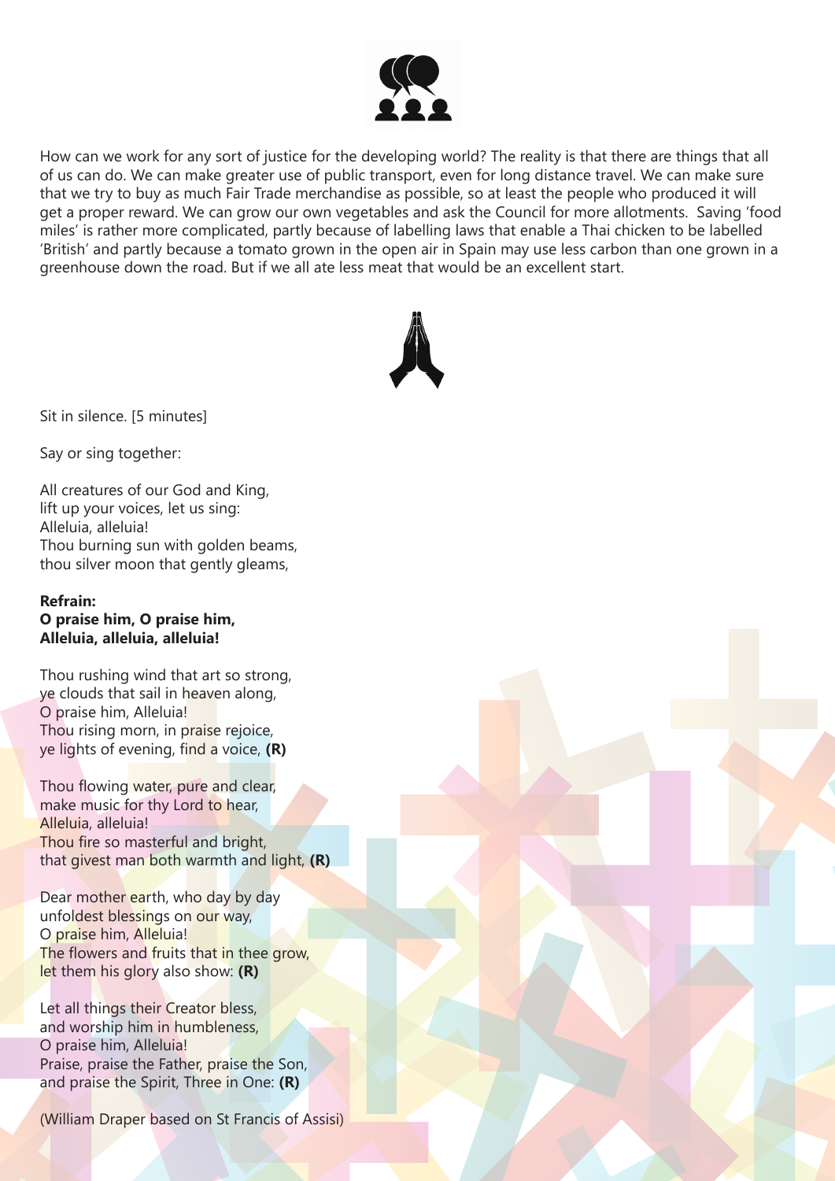How can we work for any sort of justice for the developing world? The reality is that there are things that all of us can do. We can make greater use of public transport, even for long distance travel. We can make sure that we try to buy as much Fair Trade merchandise as possible, so at least the people who produced it will get a proper reward. We can grow our own vegetables and ask the Council for more allotments. Saving 'food miles' is rather more complicated, partly because of labelling laws that enable a Thai chicken to be labelled 'British' and partly because a tomato grown in the open air in Spain may use less carbon than one grown in a greenhouse down the road. But if we all ate less meat that would be an excellent start.

Sit in silence. [5 minutes]

Say or sing together:

All creatures of our God and King,
lift up your voices, let us sing:
Alleluia, alleluia!
Thou burning sun with golden beams,
thou silver moon that gently gleams,

**Refrain:**
**O praise him, O praise him,**
**Alleluia, alleluia, alleluia!**

Thou rushing wind that art so strong,
ye clouds that sail in heaven along,
O praise him, Alleluia!
Thou rising morn, in praise rejoice,
ye lights of evening, find a voice, **(R)**

Thou flowing water, pure and clear,
make music for thy Lord to hear,
Alleluia, alleluia!
Thou fire so masterful and bright,
that givest man both warmth and light, **(R)**

Dear mother earth, who day by day
unfoldest blessings on our way,
O praise him, Alleluia!
The flowers and fruits that in thee grow,
let them his glory also show: **(R)**

Let all things their Creator bless,
and worship him in humbleness,
O praise him, Alleluia!
Praise, praise the Father, praise the Son,
and praise the Spirit, Three in One: **(R)**

(William Draper based on St Francis of Assisi)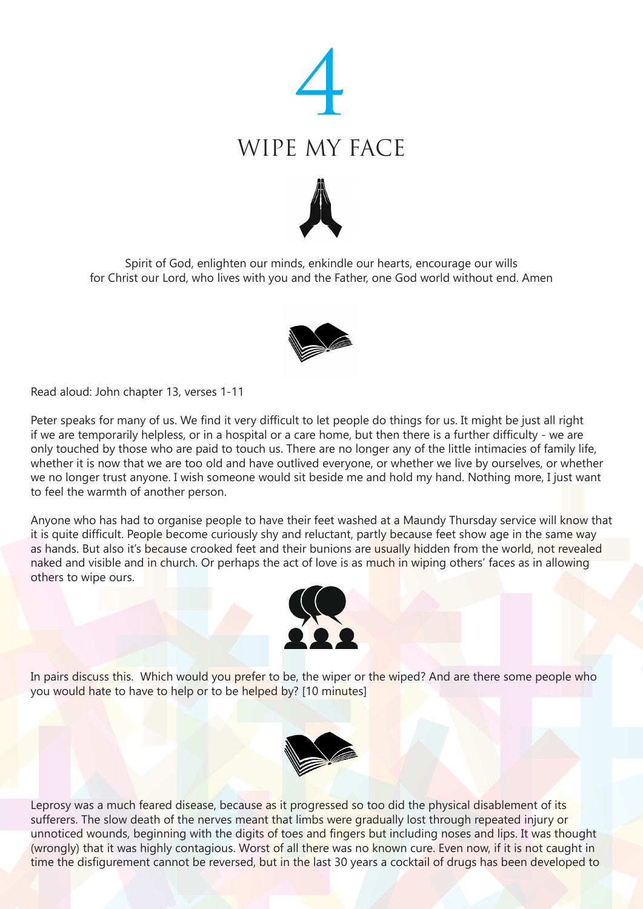# 4

## WIPE MY FACE

Spirit of God, enlighten our minds, enkindle our hearts, encourage our wills
for Christ our Lord, who lives with you and the Father, one God world without end. Amen

Read aloud: John chapter 13, verses 1-11

Peter speaks for many of us. We find it very difficult to let people do things for us. It might be just all right if we are temporarily helpless, or in a hospital or a care home, but then there is a further difficulty - we are only touched by those who are paid to touch us. There are no longer any of the little intimacies of family life, whether it is now that we are too old and have outlived everyone, or whether we live by ourselves, or whether we no longer trust anyone. I wish someone would sit beside me and hold my hand. Nothing more, I just want to feel the warmth of another person.

Anyone who has had to organise people to have their feet washed at a Maundy Thursday service will know that it is quite difficult. People become curiously shy and reluctant, partly because feet show age in the same way as hands. But also it's because crooked feet and their bunions are usually hidden from the world, not revealed naked and visible and in church. Or perhaps the act of love is as much in wiping others' faces as in allowing others to wipe ours.

In pairs discuss this. Which would you prefer to be, the wiper or the wiped? And are there some people who you would hate to have to help or to be helped by? [10 minutes]

Leprosy was a much feared disease, because as it progressed so too did the physical disablement of its sufferers. The slow death of the nerves meant that limbs were gradually lost through repeated injury or unnoticed wounds, beginning with the digits of toes and fingers but including noses and lips. It was thought (wrongly) that it was highly contagious. Worst of all there was no known cure. Even now, if it is not caught in time the disfigurement cannot be reversed, but in the last 30 years a cocktail of drugs has been developed to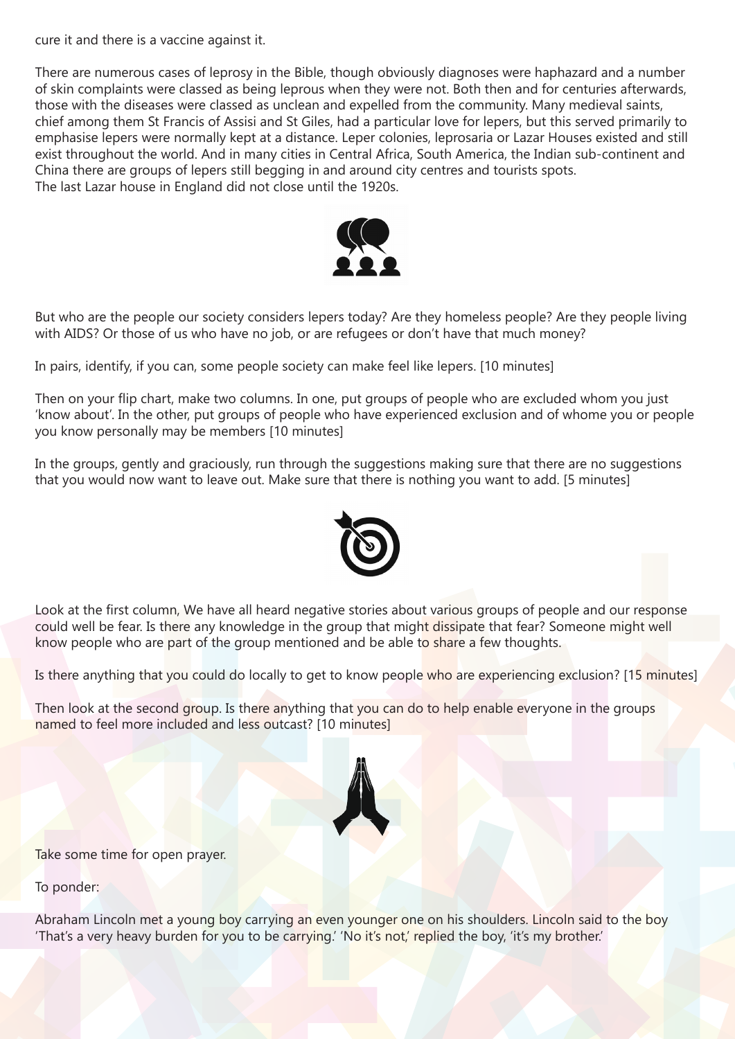cure it and there is a vaccine against it.

There are numerous cases of leprosy in the Bible, though obviously diagnoses were haphazard and a number of skin complaints were classed as being leprous when they were not. Both then and for centuries afterwards, those with the diseases were classed as unclean and expelled from the community. Many medieval saints, chief among them St Francis of Assisi and St Giles, had a particular love for lepers, but this served primarily to emphasise lepers were normally kept at a distance. Leper colonies, leprosaria or Lazar Houses existed and still exist throughout the world. And in many cities in Central Africa, South America, the Indian sub-continent and China there are groups of lepers still begging in and around city centres and tourists spots.
The last Lazar house in England did not close until the 1920s.

But who are the people our society considers lepers today? Are they homeless people? Are they people living with AIDS? Or those of us who have no job, or are refugees or don't have that much money?

In pairs, identify, if you can, some people society can make feel like lepers. [10 minutes]

Then on your flip chart, make two columns. In one, put groups of people who are excluded whom you just 'know about'. In the other, put groups of people who have experienced exclusion and of whome you or people you know personally may be members [10 minutes]

In the groups, gently and graciously, run through the suggestions making sure that there are no suggestions that you would now want to leave out. Make sure that there is nothing you want to add. [5 minutes]

Look at the first column, We have all heard negative stories about various groups of people and our response could well be fear. Is there any knowledge in the group that might dissipate that fear? Someone might well know people who are part of the group mentioned and be able to share a few thoughts.

Is there anything that you could do locally to get to know people who are experiencing exclusion? [15 minutes]

Then look at the second group. Is there anything that you can do to help enable everyone in the groups named to feel more included and less outcast? [10 minutes]

Take some time for open prayer.

To ponder:

Abraham Lincoln met a young boy carrying an even younger one on his shoulders. Lincoln said to the boy 'That's a very heavy burden for you to be carrying.' 'No it's not,' replied the boy, 'it's my brother.'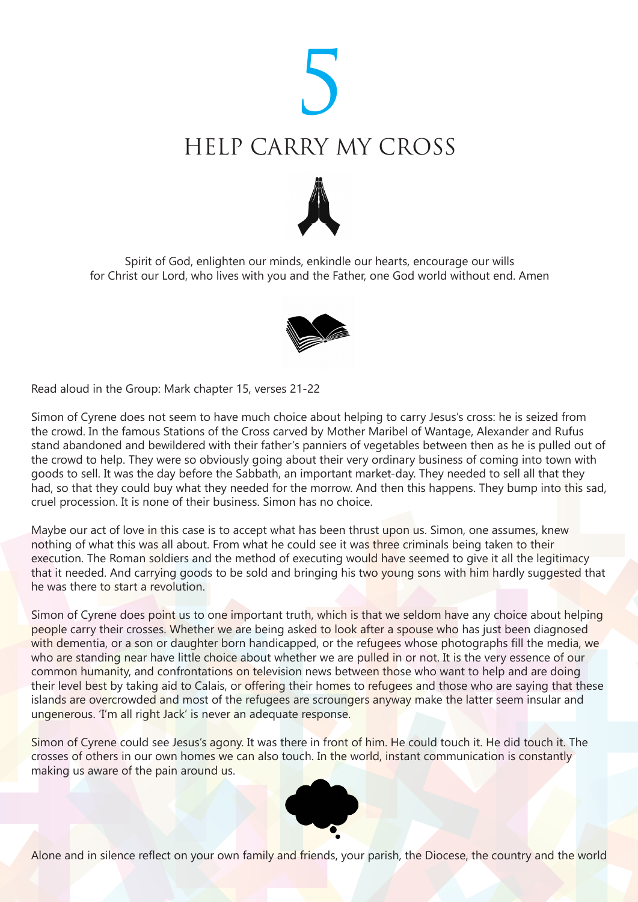# 5

# HELP CARRY MY CROSS

Spirit of God, enlighten our minds, enkindle our hearts, encourage our wills for Christ our Lord, who lives with you and the Father, one God world without end. Amen

Read aloud in the Group: Mark chapter 15, verses 21-22

Simon of Cyrene does not seem to have much choice about helping to carry Jesus's cross: he is seized from the crowd. In the famous Stations of the Cross carved by Mother Maribel of Wantage, Alexander and Rufus stand abandoned and bewildered with their father's panniers of vegetables between then as he is pulled out of the crowd to help. They were so obviously going about their very ordinary business of coming into town with goods to sell. It was the day before the Sabbath, an important market-day. They needed to sell all that they had, so that they could buy what they needed for the morrow. And then this happens. They bump into this sad, cruel procession. It is none of their business. Simon has no choice.

Maybe our act of love in this case is to accept what has been thrust upon us. Simon, one assumes, knew nothing of what this was all about. From what he could see it was three criminals being taken to their execution. The Roman soldiers and the method of executing would have seemed to give it all the legitimacy that it needed. And carrying goods to be sold and bringing his two young sons with him hardly suggested that he was there to start a revolution.

Simon of Cyrene does point us to one important truth, which is that we seldom have any choice about helping people carry their crosses. Whether we are being asked to look after a spouse who has just been diagnosed with dementia, or a son or daughter born handicapped, or the refugees whose photographs fill the media, we who are standing near have little choice about whether we are pulled in or not. It is the very essence of our common humanity, and confrontations on television news between those who want to help and are doing their level best by taking aid to Calais, or offering their homes to refugees and those who are saying that these islands are overcrowded and most of the refugees are scroungers anyway make the latter seem insular and ungenerous. 'I'm all right Jack' is never an adequate response.

Simon of Cyrene could see Jesus's agony. It was there in front of him. He could touch it. He did touch it. The crosses of others in our own homes we can also touch. In the world, instant communication is constantly making us aware of the pain around us.

Alone and in silence reflect on your own family and friends, your parish, the Diocese, the country and the world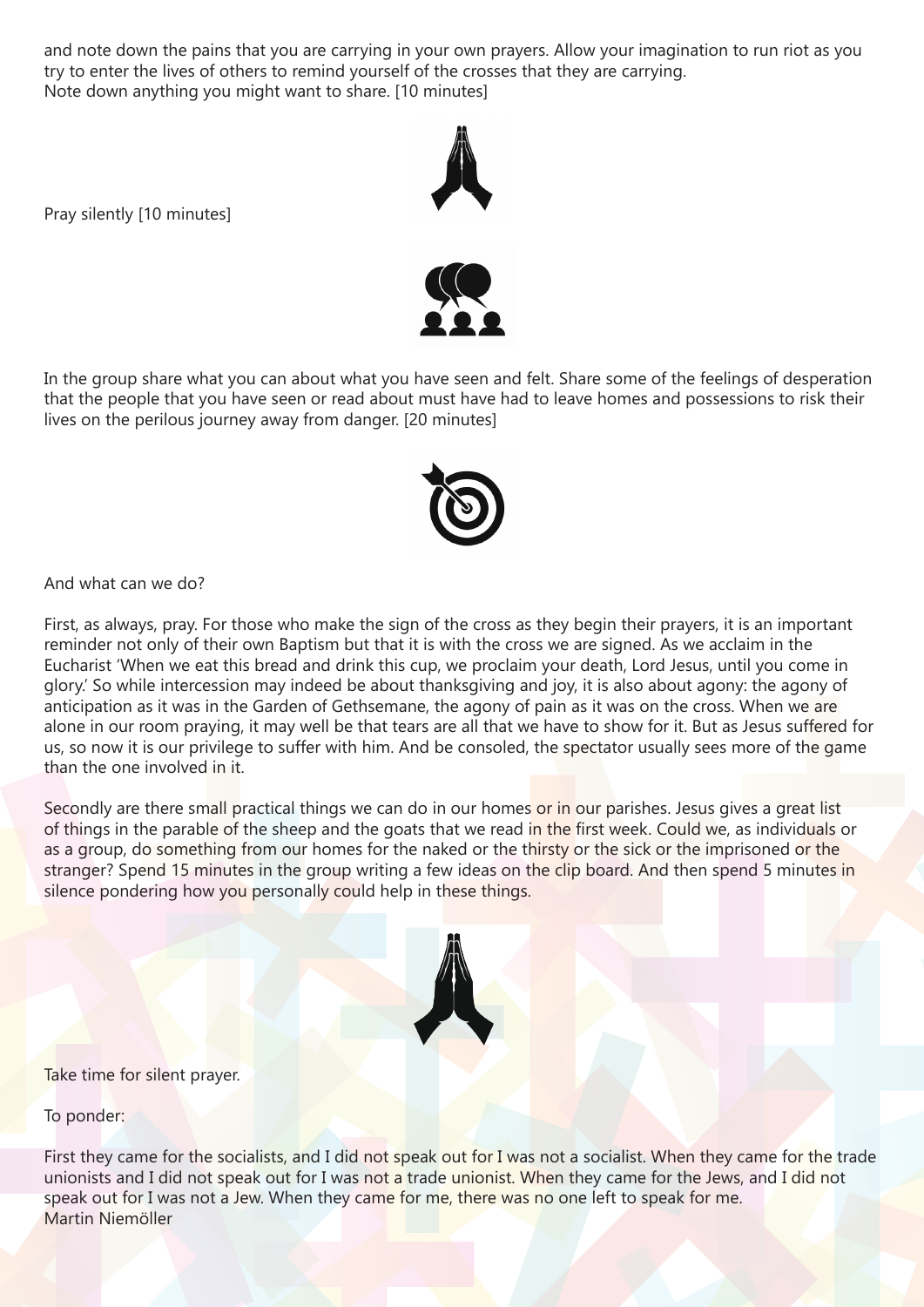and note down the pains that you are carrying in your own prayers. Allow your imagination to run riot as you try to enter the lives of others to remind yourself of the crosses that they are carrying.
Note down anything you might want to share. [10 minutes]

Pray silently [10 minutes]

In the group share what you can about what you have seen and felt. Share some of the feelings of desperation that the people that you have seen or read about must have had to leave homes and possessions to risk their lives on the perilous journey away from danger. [20 minutes]

And what can we do?

First, as always, pray. For those who make the sign of the cross as they begin their prayers, it is an important reminder not only of their own Baptism but that it is with the cross we are signed. As we acclaim in the Eucharist 'When we eat this bread and drink this cup, we proclaim your death, Lord Jesus, until you come in glory.' So while intercession may indeed be about thanksgiving and joy, it is also about agony: the agony of anticipation as it was in the Garden of Gethsemane, the agony of pain as it was on the cross. When we are alone in our room praying, it may well be that tears are all that we have to show for it. But as Jesus suffered for us, so now it is our privilege to suffer with him. And be consoled, the spectator usually sees more of the game than the one involved in it.

Secondly are there small practical things we can do in our homes or in our parishes. Jesus gives a great list of things in the parable of the sheep and the goats that we read in the first week. Could we, as individuals or as a group, do something from our homes for the naked or the thirsty or the sick or the imprisoned or the stranger? Spend 15 minutes in the group writing a few ideas on the clip board. And then spend 5 minutes in silence pondering how you personally could help in these things.

Take time for silent prayer.

To ponder:

First they came for the socialists, and I did not speak out for I was not a socialist. When they came for the trade unionists and I did not speak out for I was not a trade unionist. When they came for the Jews, and I did not speak out for I was not a Jew. When they came for me, there was no one left to speak for me.
Martin Niemöller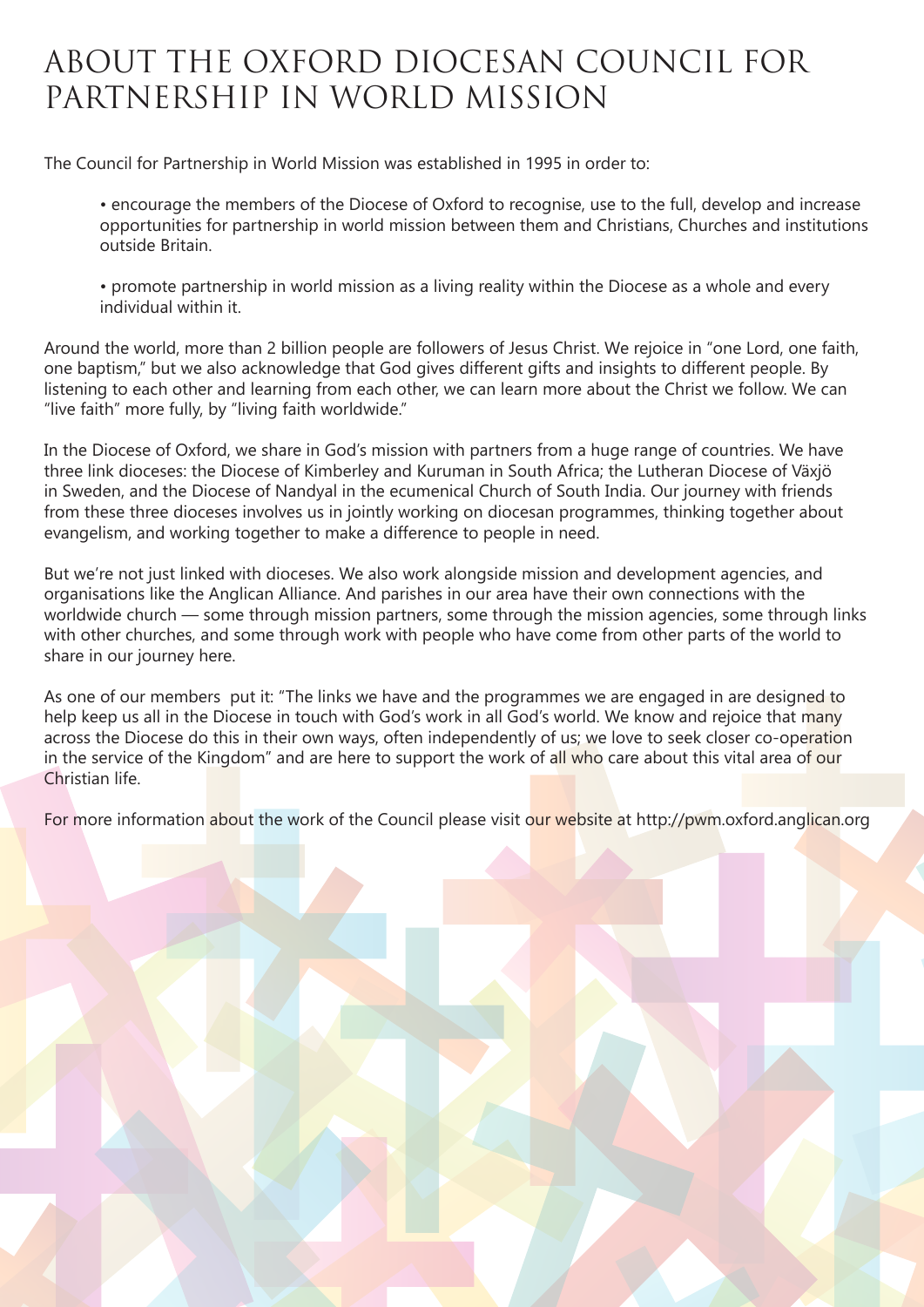# ABOUT THE OXFORD DIOCESAN COUNCIL FOR PARTNERSHIP IN WORLD MISSION

The Council for Partnership in World Mission was established in 1995 in order to:

- encourage the members of the Diocese of Oxford to recognise, use to the full, develop and increase opportunities for partnership in world mission between them and Christians, Churches and institutions outside Britain.

- promote partnership in world mission as a living reality within the Diocese as a whole and every individual within it.

Around the world, more than 2 billion people are followers of Jesus Christ. We rejoice in "one Lord, one faith, one baptism," but we also acknowledge that God gives different gifts and insights to different people. By listening to each other and learning from each other, we can learn more about the Christ we follow. We can "live faith" more fully, by "living faith worldwide."

In the Diocese of Oxford, we share in God's mission with partners from a huge range of countries. We have three link dioceses: the Diocese of Kimberley and Kuruman in South Africa; the Lutheran Diocese of Växjö in Sweden, and the Diocese of Nandyal in the ecumenical Church of South India. Our journey with friends from these three dioceses involves us in jointly working on diocesan programmes, thinking together about evangelism, and working together to make a difference to people in need.

But we're not just linked with dioceses. We also work alongside mission and development agencies, and organisations like the Anglican Alliance. And parishes in our area have their own connections with the worldwide church — some through mission partners, some through the mission agencies, some through links with other churches, and some through work with people who have come from other parts of the world to share in our journey here.

As one of our members put it: "The links we have and the programmes we are engaged in are designed to help keep us all in the Diocese in touch with God's work in all God's world. We know and rejoice that many across the Diocese do this in their own ways, often independently of us; we love to seek closer co-operation in the service of the Kingdom" and are here to support the work of all who care about this vital area of our Christian life.

For more information about the work of the Council please visit our website at http://pwm.oxford.anglican.org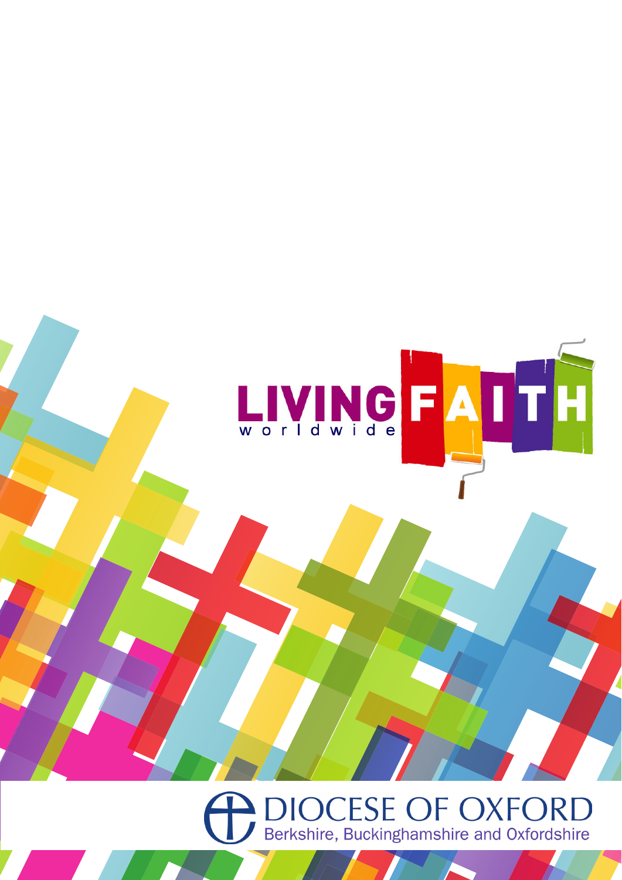LIVING FAITH

worldwide

DIOCESE OF OXFORD

Berkshire, Buckinghamshire and Oxfordshire